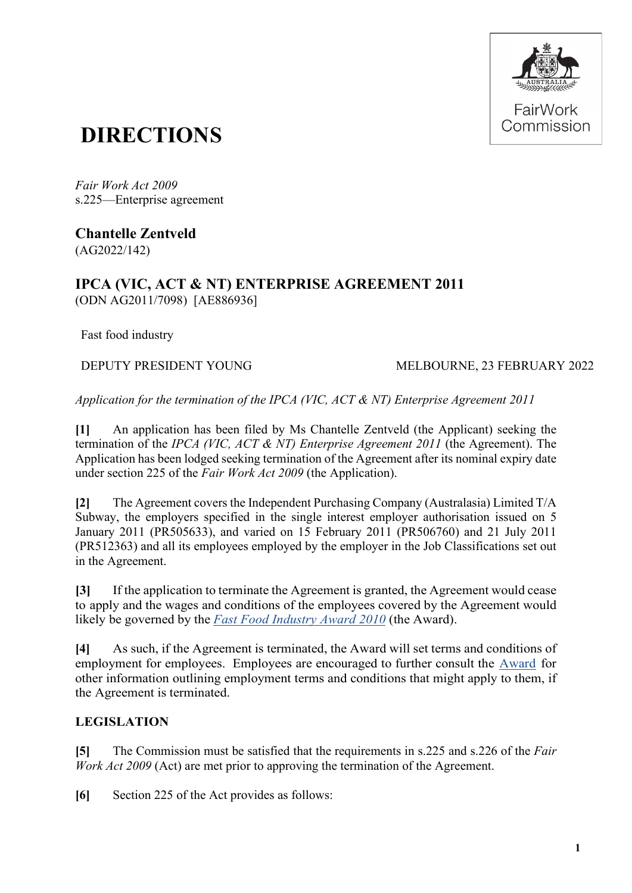# DIRECTIONS

*Fair Work Act 2009*
s.225—Enterprise agreement

## Chantelle Zentveld
(AG2022/142)

## IPCA (VIC, ACT & NT) ENTERPRISE AGREEMENT 2011
(ODN AG2011/7098) [AE886936]

Fast food industry

DEPUTY PRESIDENT YOUNG MELBOURNE, 23 FEBRUARY 2022

*Application for the termination of the IPCA (VIC, ACT & NT) Enterprise Agreement 2011*

**[1]** An application has been filed by Ms Chantelle Zentveld (the Applicant) seeking the termination of the *IPCA (VIC, ACT & NT) Enterprise Agreement 2011* (the Agreement). The Application has been lodged seeking termination of the Agreement after its nominal expiry date under section 225 of the *Fair Work Act 2009* (the Application).

**[2]** The Agreement covers the Independent Purchasing Company (Australasia) Limited T/A Subway, the employers specified in the single interest employer authorisation issued on 5 January 2011 (PR505633), and varied on 15 February 2011 (PR506760) and 21 July 2011 (PR512363) and all its employees employed by the employer in the Job Classifications set out in the Agreement.

**[3]** If the application to terminate the Agreement is granted, the Agreement would cease to apply and the wages and conditions of the employees covered by the Agreement would likely be governed by the *Fast Food Industry Award 2010* (the Award).

**[4]** As such, if the Agreement is terminated, the Award will set terms and conditions of employment for employees. Employees are encouraged to further consult the Award for other information outlining employment terms and conditions that might apply to them, if the Agreement is terminated.

### LEGISLATION

**[5]** The Commission must be satisfied that the requirements in s.225 and s.226 of the *Fair Work Act 2009* (Act) are met prior to approving the termination of the Agreement.

**[6]** Section 225 of the Act provides as follows: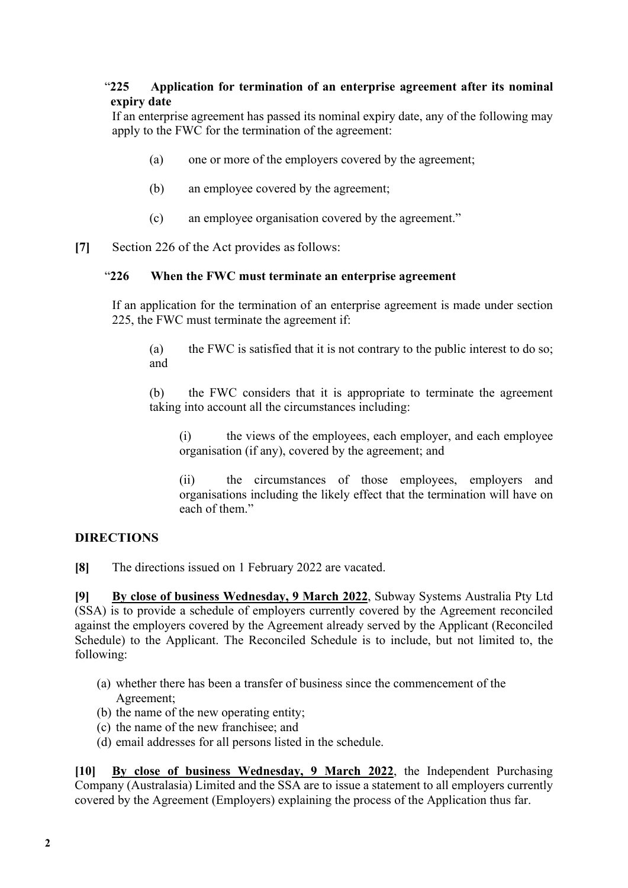"**225 Application for termination of an enterprise agreement after its nominal expiry date**

If an enterprise agreement has passed its nominal expiry date, any of the following may apply to the FWC for the termination of the agreement:

(a) one or more of the employers covered by the agreement;

(b) an employee covered by the agreement;

(c) an employee organisation covered by the agreement."

**[7]** Section 226 of the Act provides as follows:

"**226 When the FWC must terminate an enterprise agreement**

If an application for the termination of an enterprise agreement is made under section 225, the FWC must terminate the agreement if:

(a) the FWC is satisfied that it is not contrary to the public interest to do so; and

(b) the FWC considers that it is appropriate to terminate the agreement taking into account all the circumstances including:

(i) the views of the employees, each employer, and each employee organisation (if any), covered by the agreement; and

(ii) the circumstances of those employees, employers and organisations including the likely effect that the termination will have on each of them."

## DIRECTIONS

**[8]** The directions issued on 1 February 2022 are vacated.

**[9]** **By close of business Wednesday, 9 March 2022**, Subway Systems Australia Pty Ltd (SSA) is to provide a schedule of employers currently covered by the Agreement reconciled against the employers covered by the Agreement already served by the Applicant (Reconciled Schedule) to the Applicant. The Reconciled Schedule is to include, but not limited to, the following:

(a) whether there has been a transfer of business since the commencement of the Agreement;
(b) the name of the new operating entity;
(c) the name of the new franchisee; and
(d) email addresses for all persons listed in the schedule.

**[10]** **By close of business Wednesday, 9 March 2022**, the Independent Purchasing Company (Australasia) Limited and the SSA are to issue a statement to all employers currently covered by the Agreement (Employers) explaining the process of the Application thus far.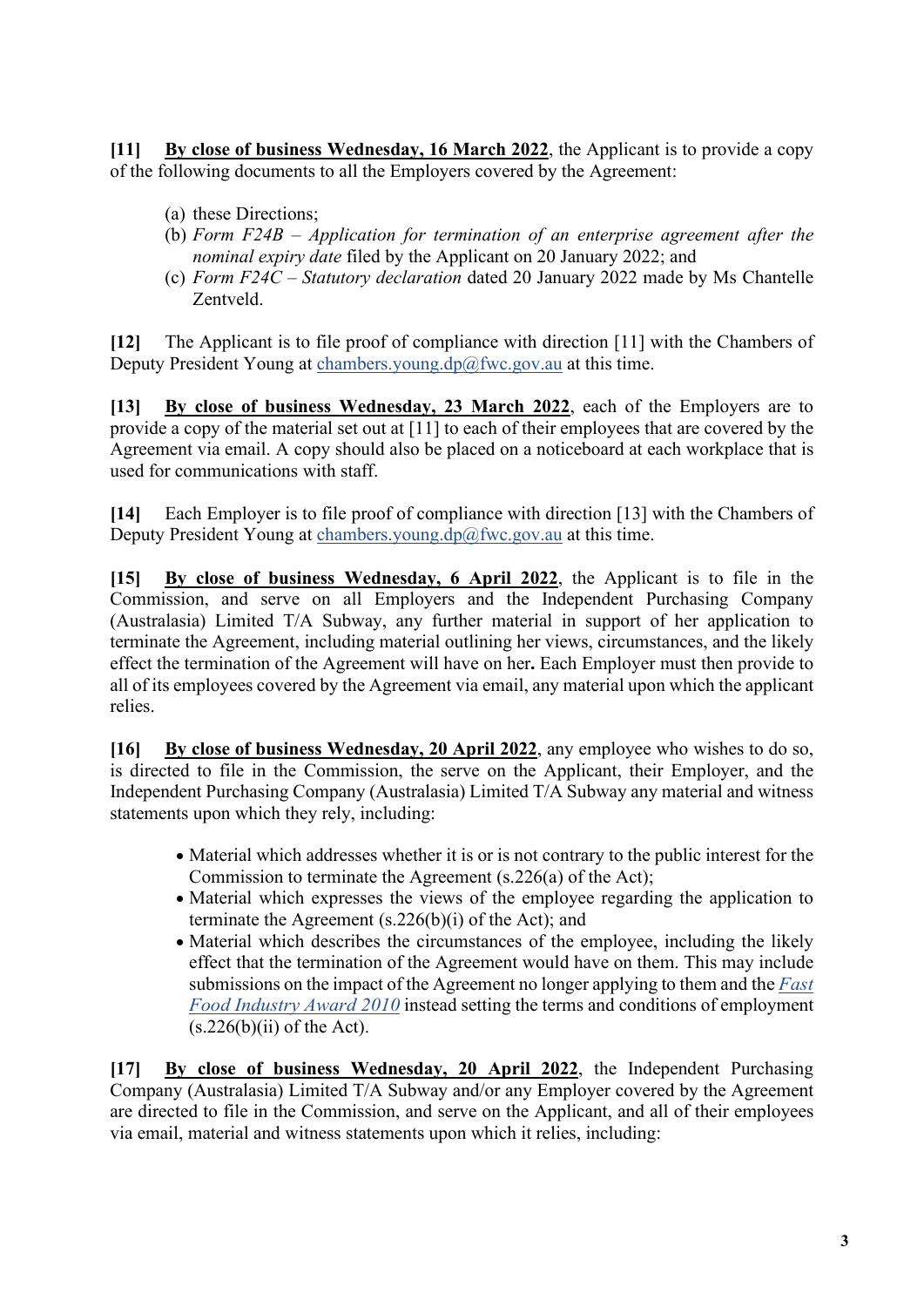**[11]** **<u>By close of business Wednesday, 16 March 2022</u>**, the Applicant is to provide a copy of the following documents to all the Employers covered by the Agreement:

(a) these Directions;
(b) *Form F24B – Application for termination of an enterprise agreement after the nominal expiry date* filed by the Applicant on 20 January 2022; and
(c) *Form F24C – Statutory declaration* dated 20 January 2022 made by Ms Chantelle Zentveld.

**[12]** The Applicant is to file proof of compliance with direction [11] with the Chambers of Deputy President Young at chambers.young.dp@fwc.gov.au at this time.

**[13]** **<u>By close of business Wednesday, 23 March 2022</u>**, each of the Employers are to provide a copy of the material set out at [11] to each of their employees that are covered by the Agreement via email. A copy should also be placed on a noticeboard at each workplace that is used for communications with staff.

**[14]** Each Employer is to file proof of compliance with direction [13] with the Chambers of Deputy President Young at chambers.young.dp@fwc.gov.au at this time.

**[15]** **<u>By close of business Wednesday, 6 April 2022</u>**, the Applicant is to file in the Commission, and serve on all Employers and the Independent Purchasing Company (Australasia) Limited T/A Subway, any further material in support of her application to terminate the Agreement, including material outlining her views, circumstances, and the likely effect the termination of the Agreement will have on her**.** Each Employer must then provide to all of its employees covered by the Agreement via email, any material upon which the applicant relies.

**[16]** **<u>By close of business Wednesday, 20 April 2022</u>**, any employee who wishes to do so, is directed to file in the Commission, the serve on the Applicant, their Employer, and the Independent Purchasing Company (Australasia) Limited T/A Subway any material and witness statements upon which they rely, including:

- Material which addresses whether it is or is not contrary to the public interest for the Commission to terminate the Agreement (s.226(a) of the Act);
- Material which expresses the views of the employee regarding the application to terminate the Agreement (s.226(b)(i) of the Act); and
- Material which describes the circumstances of the employee, including the likely effect that the termination of the Agreement would have on them. This may include submissions on the impact of the Agreement no longer applying to them and the *Fast Food Industry Award 2010* instead setting the terms and conditions of employment (s.226(b)(ii) of the Act).

**[17]** **<u>By close of business Wednesday, 20 April 2022</u>**, the Independent Purchasing Company (Australasia) Limited T/A Subway and/or any Employer covered by the Agreement are directed to file in the Commission, and serve on the Applicant, and all of their employees via email, material and witness statements upon which it relies, including: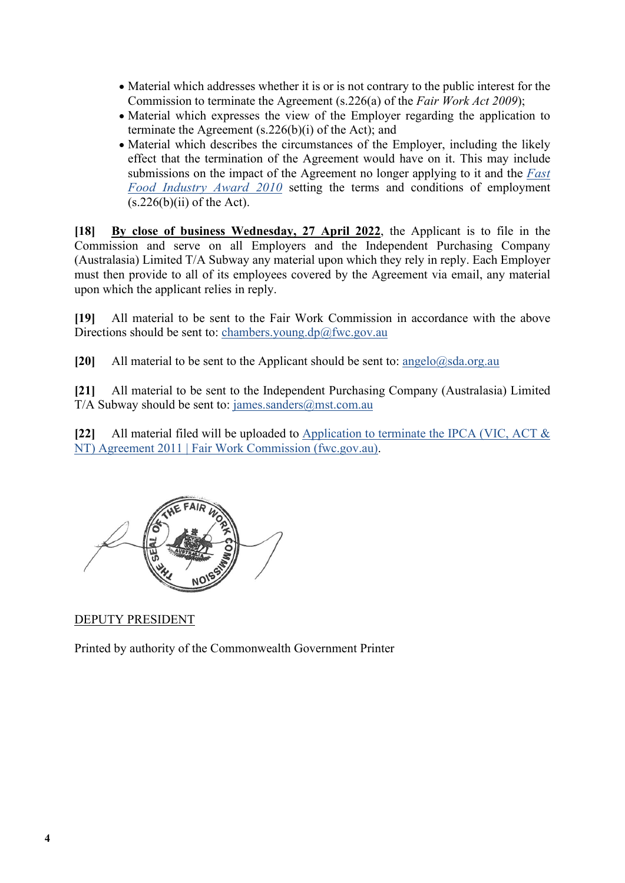- Material which addresses whether it is or is not contrary to the public interest for the Commission to terminate the Agreement (s.226(a) of the *Fair Work Act 2009*);
- Material which expresses the view of the Employer regarding the application to terminate the Agreement (s.226(b)(i) of the Act); and
- Material which describes the circumstances of the Employer, including the likely effect that the termination of the Agreement would have on it. This may include submissions on the impact of the Agreement no longer applying to it and the *Fast Food Industry Award 2010* setting the terms and conditions of employment (s.226(b)(ii) of the Act).

**[18]** **By close of business Wednesday, 27 April 2022**, the Applicant is to file in the Commission and serve on all Employers and the Independent Purchasing Company (Australasia) Limited T/A Subway any material upon which they rely in reply. Each Employer must then provide to all of its employees covered by the Agreement via email, any material upon which the applicant relies in reply.

**[19]** All material to be sent to the Fair Work Commission in accordance with the above Directions should be sent to: chambers.young.dp@fwc.gov.au

**[20]** All material to be sent to the Applicant should be sent to: angelo@sda.org.au

**[21]** All material to be sent to the Independent Purchasing Company (Australasia) Limited T/A Subway should be sent to: james.sanders@mst.com.au

**[22]** All material filed will be uploaded to Application to terminate the IPCA (VIC, ACT & NT) Agreement 2011 | Fair Work Commission (fwc.gov.au).

DEPUTY PRESIDENT

Printed by authority of the Commonwealth Government Printer